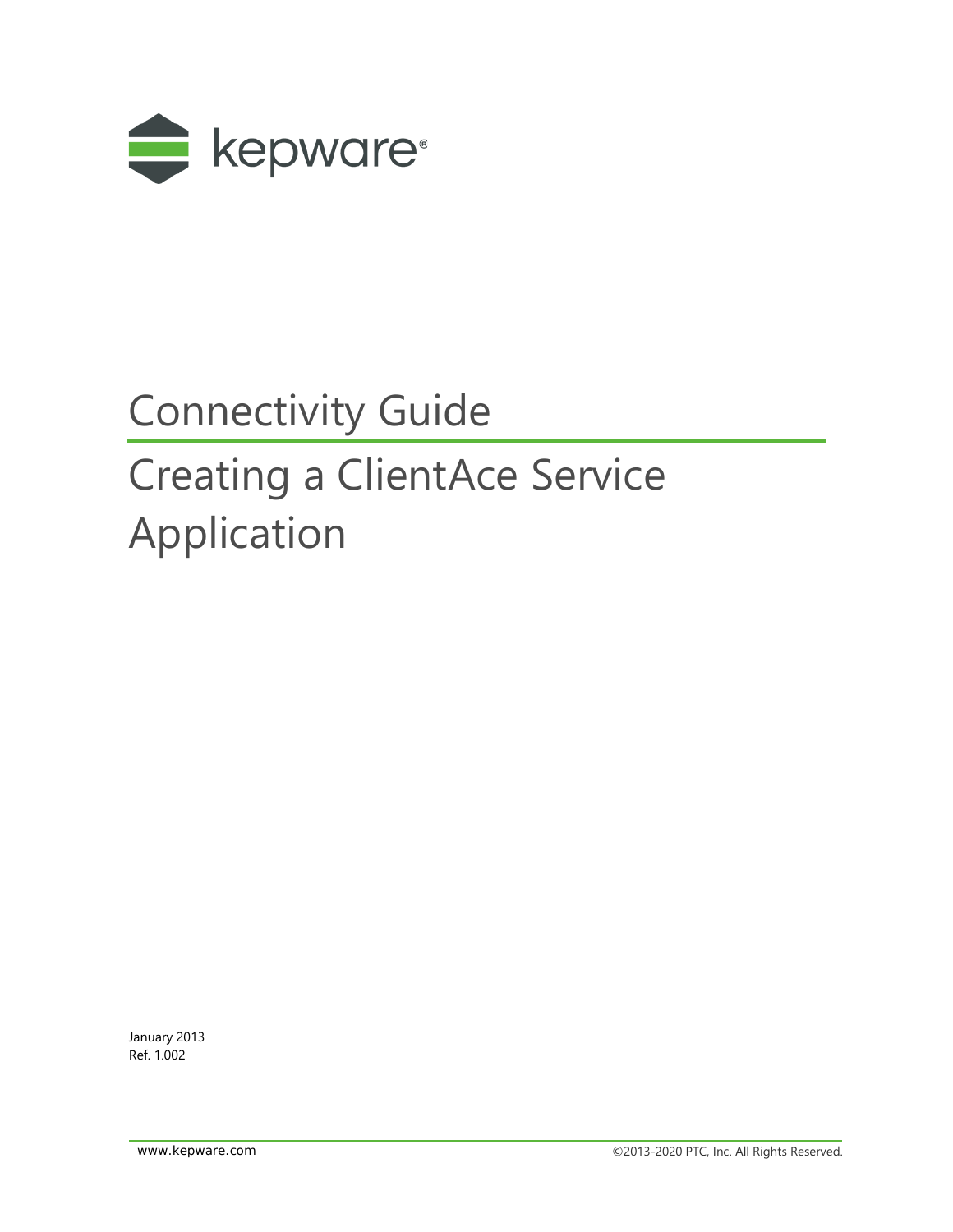kepware®

# Connectivity Guide

# Creating a ClientAce Service Application

January 2013
Ref. 1.002

www.kepware.com ©2013-2020 PTC, Inc. All Rights Reserved.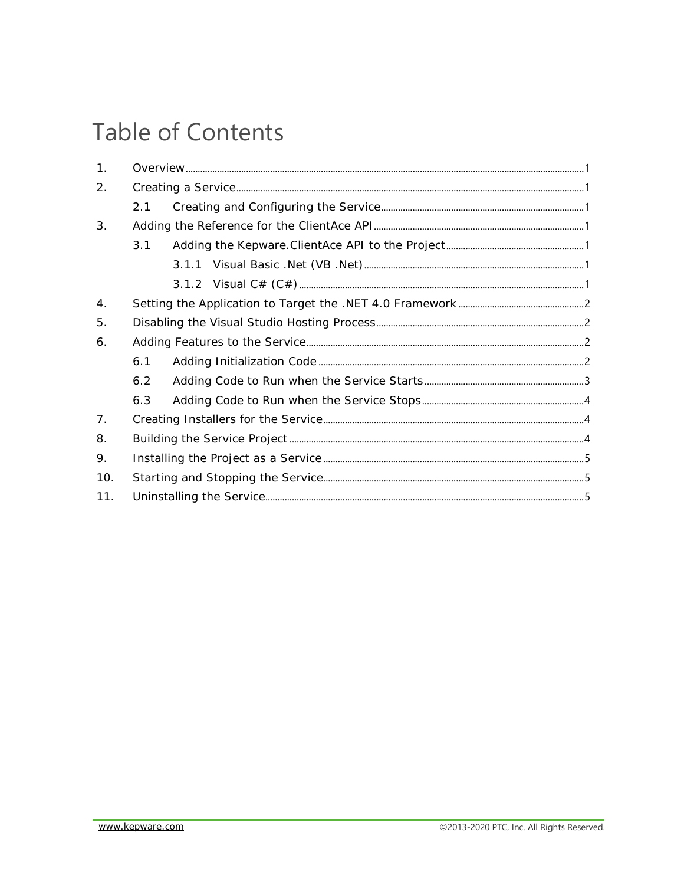# Table of Contents

1. Overview ..... 1
2. Creating a Service ..... 1
   - 2.1 Creating and Configuring the Service ..... 1
3. Adding the Reference for the ClientAce API ..... 1
   - 3.1 Adding the Kepware.ClientAce API to the Project ..... 1
     - 3.1.1 Visual Basic .Net (VB .Net) ..... 1
     - 3.1.2 Visual C# (C#) ..... 1
4. Setting the Application to Target the .NET 4.0 Framework ..... 2
5. Disabling the Visual Studio Hosting Process ..... 2
6. Adding Features to the Service ..... 2
   - 6.1 Adding Initialization Code ..... 2
   - 6.2 Adding Code to Run when the Service Starts ..... 3
   - 6.3 Adding Code to Run when the Service Stops ..... 4
7. Creating Installers for the Service ..... 4
8. Building the Service Project ..... 4
9. Installing the Project as a Service ..... 5
10. Starting and Stopping the Service ..... 5
11. Uninstalling the Service ..... 5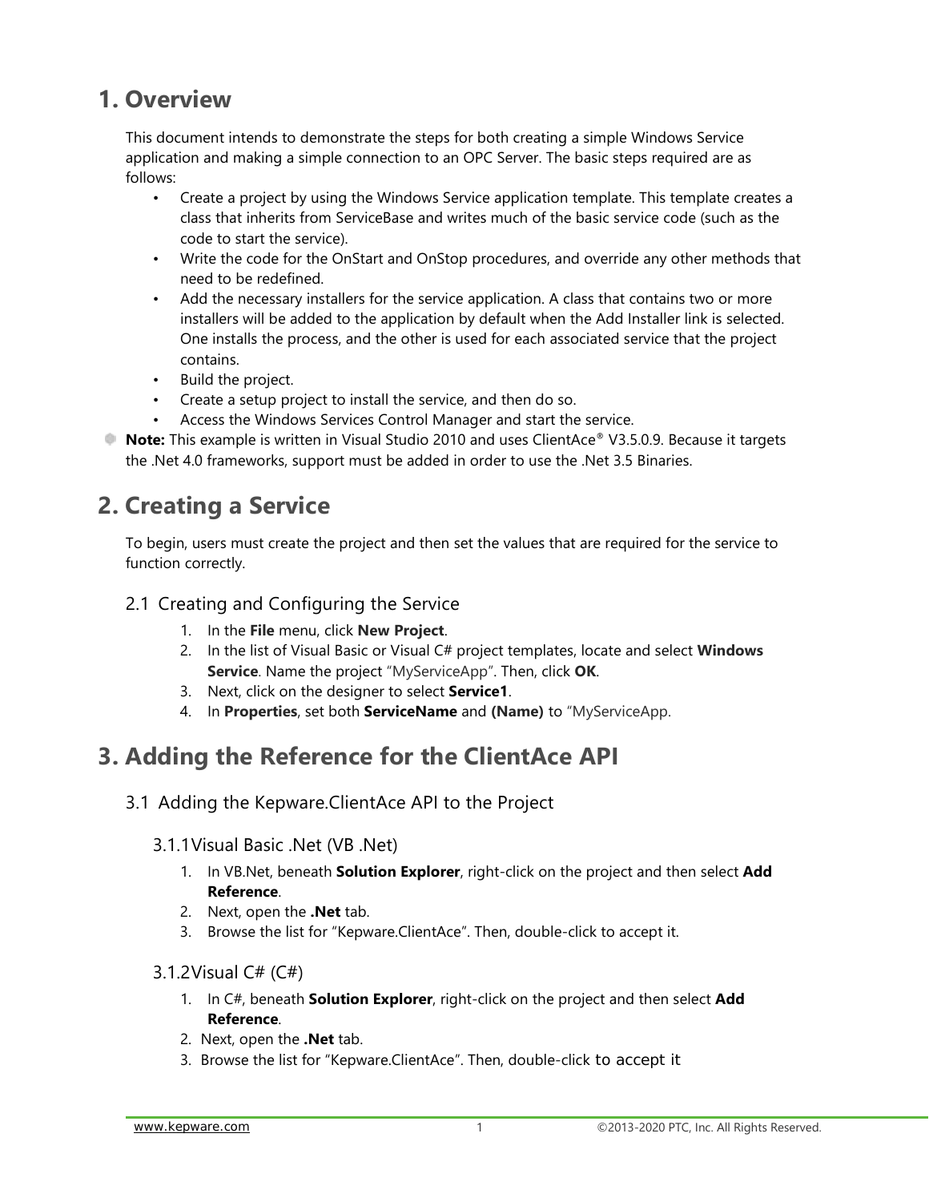# 1. Overview

This document intends to demonstrate the steps for both creating a simple Windows Service application and making a simple connection to an OPC Server. The basic steps required are as follows:

- Create a project by using the Windows Service application template. This template creates a class that inherits from ServiceBase and writes much of the basic service code (such as the code to start the service).
- Write the code for the OnStart and OnStop procedures, and override any other methods that need to be redefined.
- Add the necessary installers for the service application. A class that contains two or more installers will be added to the application by default when the Add Installer link is selected. One installs the process, and the other is used for each associated service that the project contains.
- Build the project.
- Create a setup project to install the service, and then do so.
- Access the Windows Services Control Manager and start the service.

**Note:** This example is written in Visual Studio 2010 and uses ClientAce® V3.5.0.9. Because it targets the .Net 4.0 frameworks, support must be added in order to use the .Net 3.5 Binaries.

# 2. Creating a Service

To begin, users must create the project and then set the values that are required for the service to function correctly.

## 2.1 Creating and Configuring the Service

1. In the **File** menu, click **New Project**.
2. In the list of Visual Basic or Visual C# project templates, locate and select **Windows Service**. Name the project "MyServiceApp". Then, click **OK**.
3. Next, click on the designer to select **Service1**.
4. In **Properties**, set both **ServiceName** and **(Name)** to "MyServiceApp.

# 3. Adding the Reference for the ClientAce API

## 3.1 Adding the Kepware.ClientAce API to the Project

### 3.1.1 Visual Basic .Net (VB .Net)

1. In VB.Net, beneath **Solution Explorer**, right-click on the project and then select **Add Reference**.
2. Next, open the **.Net** tab.
3. Browse the list for "Kepware.ClientAce". Then, double-click to accept it.

### 3.1.2 Visual C# (C#)

1. In C#, beneath **Solution Explorer**, right-click on the project and then select **Add Reference**.
2. Next, open the **.Net** tab.
3. Browse the list for "Kepware.ClientAce". Then, double-click to accept it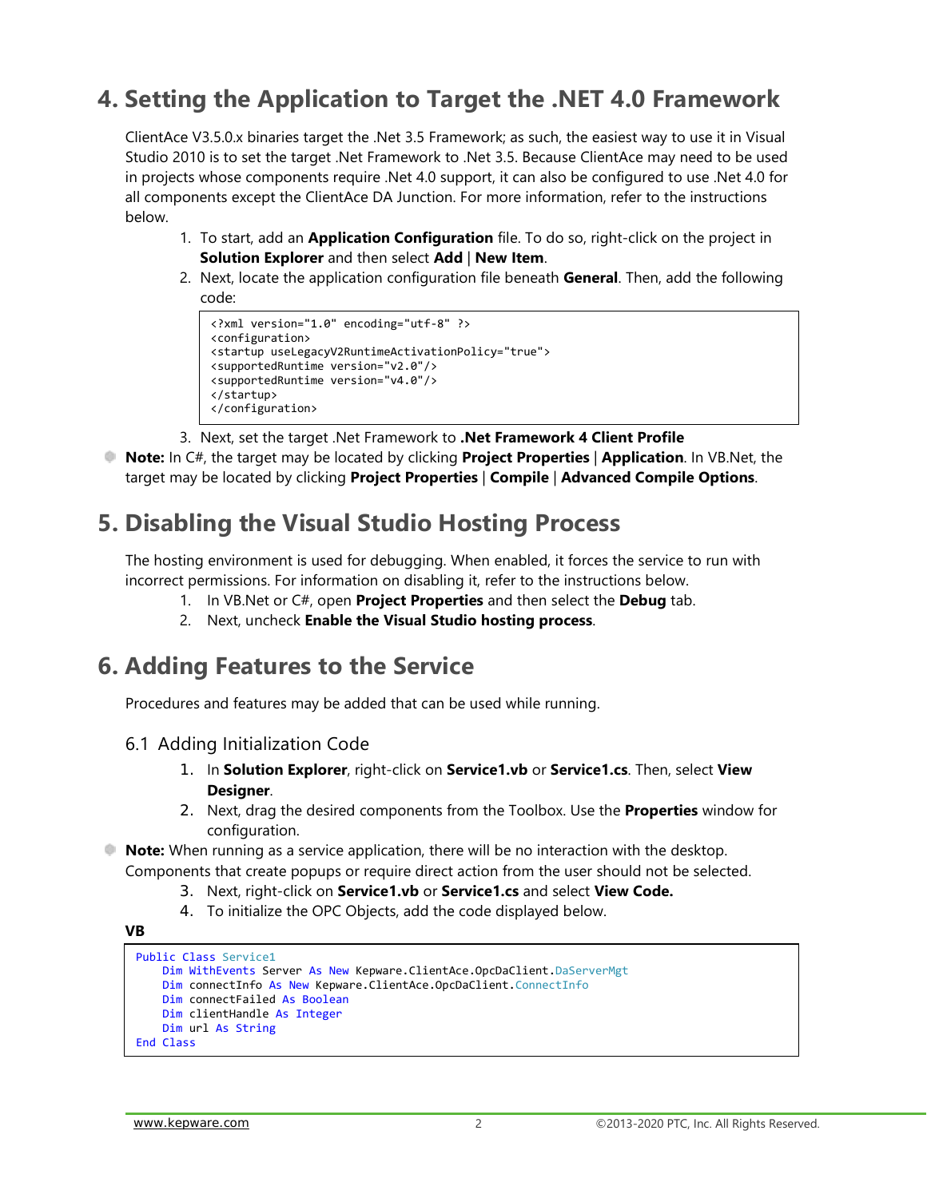# 4. Setting the Application to Target the .NET 4.0 Framework

ClientAce V3.5.0.x binaries target the .Net 3.5 Framework; as such, the easiest way to use it in Visual Studio 2010 is to set the target .Net Framework to .Net 3.5. Because ClientAce may need to be used in projects whose components require .Net 4.0 support, it can also be configured to use .Net 4.0 for all components except the ClientAce DA Junction. For more information, refer to the instructions below.

1. To start, add an **Application Configuration** file. To do so, right-click on the project in **Solution Explorer** and then select **Add** | **New Item**.
2. Next, locate the application configuration file beneath **General**. Then, add the following code:

```
<?xml version="1.0" encoding="utf-8" ?>
<configuration>
<startup useLegacyV2RuntimeActivationPolicy="true">
<supportedRuntime version="v2.0"/>
<supportedRuntime version="v4.0"/>
</startup>
</configuration>
```

3. Next, set the target .Net Framework to **.Net Framework 4 Client Profile**

**Note:** In C#, the target may be located by clicking **Project Properties** | **Application**. In VB.Net, the target may be located by clicking **Project Properties** | **Compile** | **Advanced Compile Options**.

# 5. Disabling the Visual Studio Hosting Process

The hosting environment is used for debugging. When enabled, it forces the service to run with incorrect permissions. For information on disabling it, refer to the instructions below.

1. In VB.Net or C#, open **Project Properties** and then select the **Debug** tab.
2. Next, uncheck **Enable the Visual Studio hosting process**.

# 6. Adding Features to the Service

Procedures and features may be added that can be used while running.

## 6.1 Adding Initialization Code

1. In **Solution Explorer**, right-click on **Service1.vb** or **Service1.cs**. Then, select **View Designer**.
2. Next, drag the desired components from the Toolbox. Use the **Properties** window for configuration.

**Note:** When running as a service application, there will be no interaction with the desktop. Components that create popups or require direct action from the user should not be selected.

3. Next, right-click on **Service1.vb** or **Service1.cs** and select **View Code.**
4. To initialize the OPC Objects, add the code displayed below.

**VB**

```
Public Class Service1
    Dim WithEvents Server As New Kepware.ClientAce.OpcDaClient.DaServerMgt
    Dim connectInfo As New Kepware.ClientAce.OpcDaClient.ConnectInfo
    Dim connectFailed As Boolean
    Dim clientHandle As Integer
    Dim url As String
End Class
```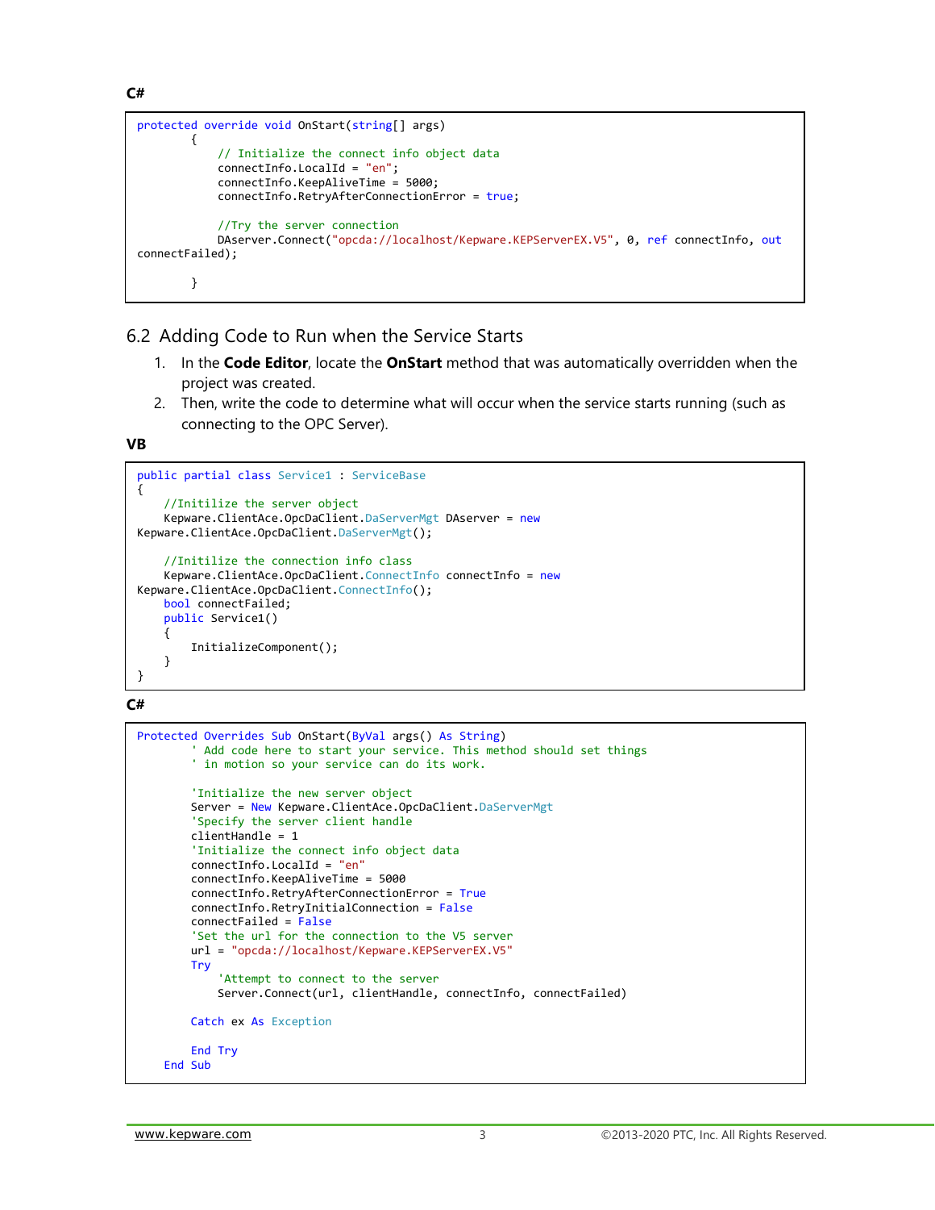**C#**

```
protected override void OnStart(string[] args)
        {
            // Initialize the connect info object data
            connectInfo.LocalId = "en";
            connectInfo.KeepAliveTime = 5000;
            connectInfo.RetryAfterConnectionError = true;

            //Try the server connection
            DAserver.Connect("opcda://localhost/Kepware.KEPServerEX.V5", 0, ref connectInfo, out
connectFailed);

        }
```

## 6.2 Adding Code to Run when the Service Starts

1. In the **Code Editor**, locate the **OnStart** method that was automatically overridden when the project was created.
2. Then, write the code to determine what will occur when the service starts running (such as connecting to the OPC Server).

**VB**

```
public partial class Service1 : ServiceBase
{
    //Initilize the server object
    Kepware.ClientAce.OpcDaClient.DaServerMgt DAserver = new
Kepware.ClientAce.OpcDaClient.DaServerMgt();

    //Initilize the connection info class
    Kepware.ClientAce.OpcDaClient.ConnectInfo connectInfo = new
Kepware.ClientAce.OpcDaClient.ConnectInfo();
    bool connectFailed;
    public Service1()
    {
        InitializeComponent();
    }
}
```

**C#**

```
Protected Overrides Sub OnStart(ByVal args() As String)
        ' Add code here to start your service. This method should set things
        ' in motion so your service can do its work.

        'Initialize the new server object
        Server = New Kepware.ClientAce.OpcDaClient.DaServerMgt
        'Specify the server client handle
        clientHandle = 1
        'Initialize the connect info object data
        connectInfo.LocalId = "en"
        connectInfo.KeepAliveTime = 5000
        connectInfo.RetryAfterConnectionError = True
        connectInfo.RetryInitialConnection = False
        connectFailed = False
        'Set the url for the connection to the V5 server
        url = "opcda://localhost/Kepware.KEPServerEX.V5"
        Try
            'Attempt to connect to the server
            Server.Connect(url, clientHandle, connectInfo, connectFailed)

        Catch ex As Exception

        End Try
    End Sub
```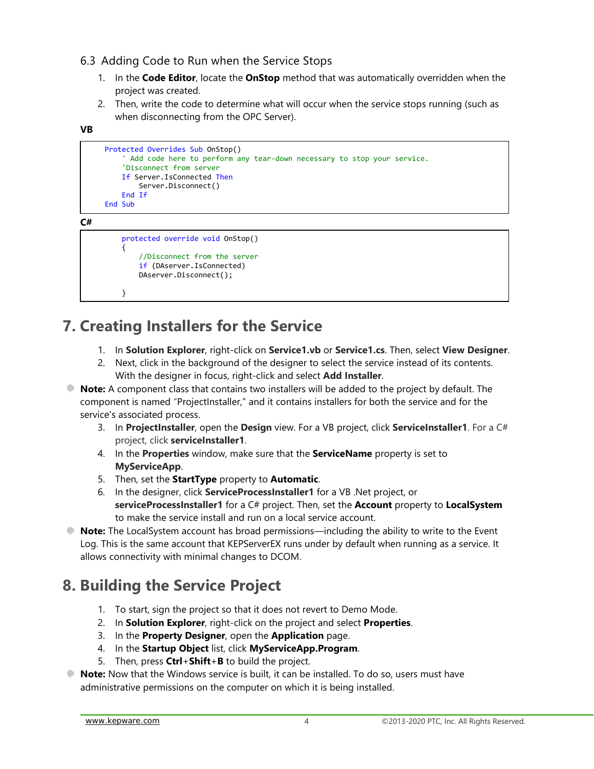### 6.3 Adding Code to Run when the Service Stops

1. In the **Code Editor**, locate the **OnStop** method that was automatically overridden when the project was created.
2. Then, write the code to determine what will occur when the service stops running (such as when disconnecting from the OPC Server).

**VB**

```
Protected Overrides Sub OnStop()
    ' Add code here to perform any tear-down necessary to stop your service.
    'Disconnect from server
    If Server.IsConnected Then
        Server.Disconnect()
    End If
End Sub
```

**C#**

```
protected override void OnStop()
{
    //Disconnect from the server
    if (DAserver.IsConnected)
    DAserver.Disconnect();

}
```

## 7. Creating Installers for the Service

1. In **Solution Explorer**, right-click on **Service1.vb** or **Service1.cs**. Then, select **View Designer**.
2. Next, click in the background of the designer to select the service instead of its contents. With the designer in focus, right-click and select **Add Installer**.

**Note:** A component class that contains two installers will be added to the project by default. The component is named "ProjectInstaller," and it contains installers for both the service and for the service's associated process.

3. In **ProjectInstaller**, open the **Design** view. For a VB project, click **ServiceInstaller1**. For a C# project, click **serviceInstaller1**.
4. In the **Properties** window, make sure that the **ServiceName** property is set to **MyServiceApp**.
5. Then, set the **StartType** property to **Automatic**.
6. In the designer, click **ServiceProcessInstaller1** for a VB .Net project, or **serviceProcessInstaller1** for a C# project. Then, set the **Account** property to **LocalSystem** to make the service install and run on a local service account.

**Note:** The LocalSystem account has broad permissions—including the ability to write to the Event Log. This is the same account that KEPServerEX runs under by default when running as a service. It allows connectivity with minimal changes to DCOM.

## 8. Building the Service Project

1. To start, sign the project so that it does not revert to Demo Mode.
2. In **Solution Explorer**, right-click on the project and select **Properties**.
3. In the **Property Designer**, open the **Application** page.
4. In the **Startup Object** list, click **MyServiceApp.Program**.
5. Then, press **Ctrl**+**Shift**+**B** to build the project.

**Note:** Now that the Windows service is built, it can be installed. To do so, users must have administrative permissions on the computer on which it is being installed.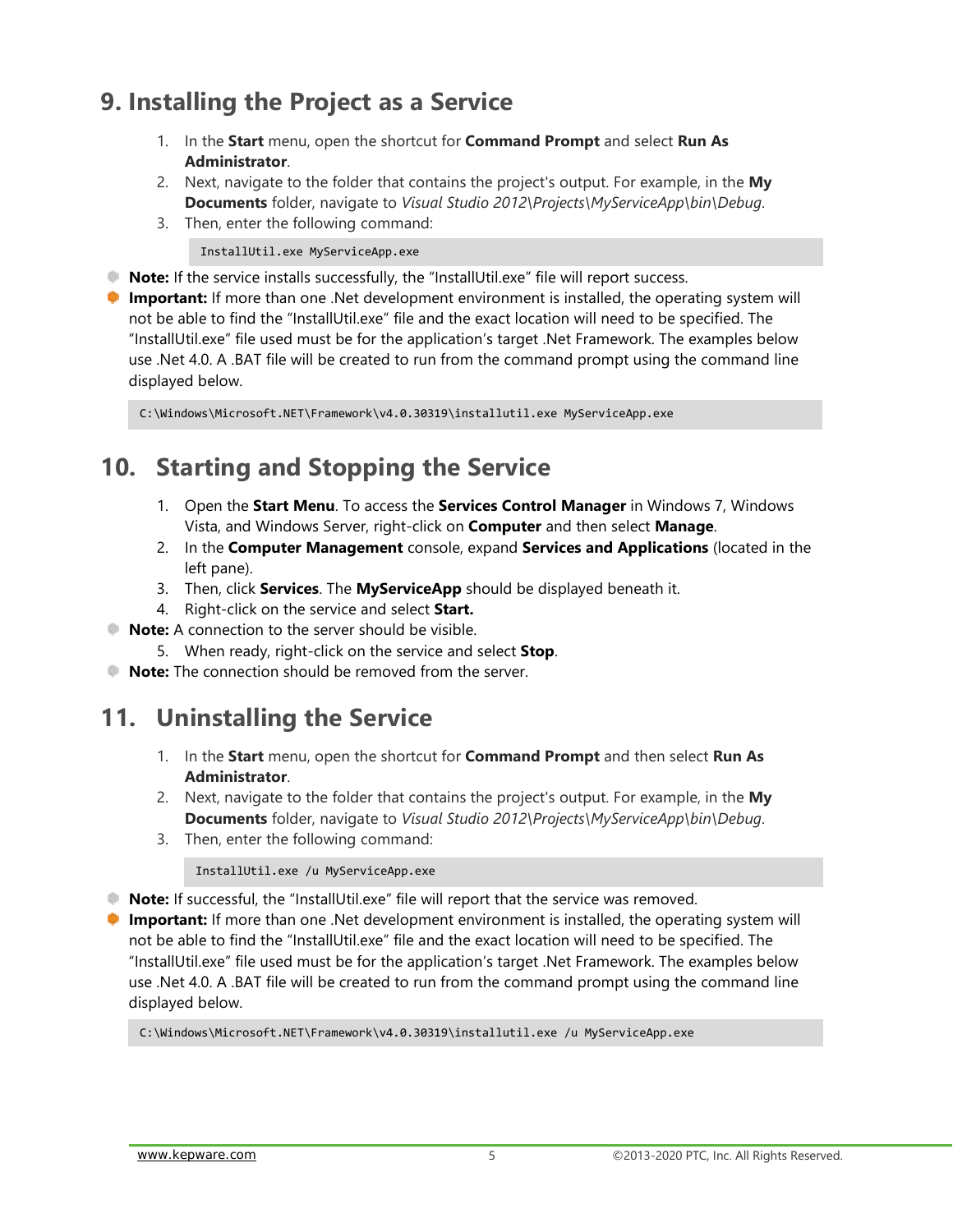# 9. Installing the Project as a Service

1. In the **Start** menu, open the shortcut for **Command Prompt** and select **Run As Administrator**.
2. Next, navigate to the folder that contains the project's output. For example, in the **My Documents** folder, navigate to *Visual Studio 2012\Projects\MyServiceApp\bin\Debug*.
3. Then, enter the following command:

```
InstallUtil.exe MyServiceApp.exe
```

- **Note:** If the service installs successfully, the "InstallUtil.exe" file will report success.
- **Important:** If more than one .Net development environment is installed, the operating system will not be able to find the "InstallUtil.exe" file and the exact location will need to be specified. The "InstallUtil.exe" file used must be for the application's target .Net Framework. The examples below use .Net 4.0. A .BAT file will be created to run from the command prompt using the command line displayed below.

```
C:\Windows\Microsoft.NET\Framework\v4.0.30319\installutil.exe MyServiceApp.exe
```

# 10. Starting and Stopping the Service

1. Open the **Start Menu**. To access the **Services Control Manager** in Windows 7, Windows Vista, and Windows Server, right-click on **Computer** and then select **Manage**.
2. In the **Computer Management** console, expand **Services and Applications** (located in the left pane).
3. Then, click **Services**. The **MyServiceApp** should be displayed beneath it.
4. Right-click on the service and select **Start.**

- **Note:** A connection to the server should be visible.

5. When ready, right-click on the service and select **Stop**.

- **Note:** The connection should be removed from the server.

# 11. Uninstalling the Service

1. In the **Start** menu, open the shortcut for **Command Prompt** and then select **Run As Administrator**.
2. Next, navigate to the folder that contains the project's output. For example, in the **My Documents** folder, navigate to *Visual Studio 2012\Projects\MyServiceApp\bin\Debug*.
3. Then, enter the following command:

```
InstallUtil.exe /u MyServiceApp.exe
```

- **Note:** If successful, the "InstallUtil.exe" file will report that the service was removed.
- **Important:** If more than one .Net development environment is installed, the operating system will not be able to find the "InstallUtil.exe" file and the exact location will need to be specified. The "InstallUtil.exe" file used must be for the application's target .Net Framework. The examples below use .Net 4.0. A .BAT file will be created to run from the command prompt using the command line displayed below.

```
C:\Windows\Microsoft.NET\Framework\v4.0.30319\installutil.exe /u MyServiceApp.exe
```